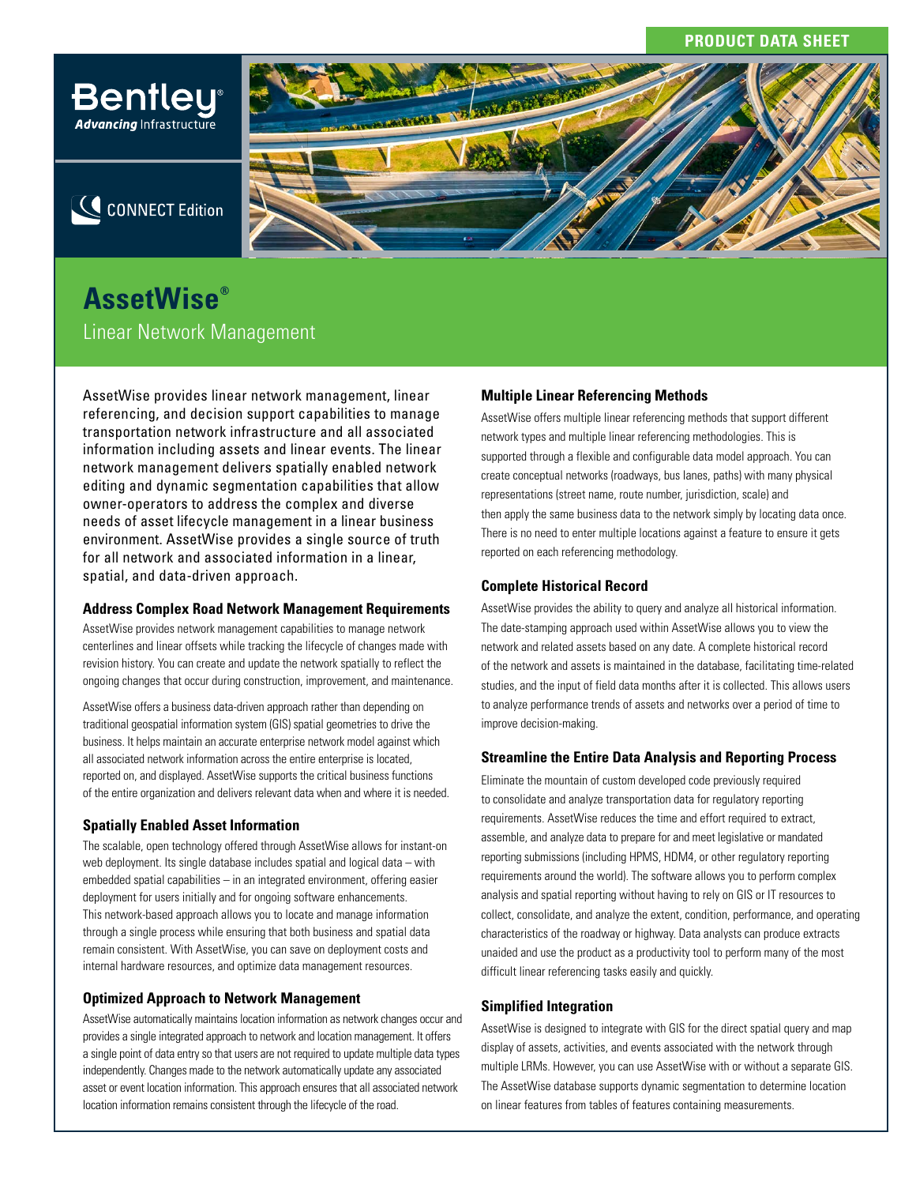PRODUCT DATA SHEET

Bentley®
*Advancing* Infrastructure

CONNECT Edition

# AssetWise®

## Linear Network Management

AssetWise provides linear network management, linear referencing, and decision support capabilities to manage transportation network infrastructure and all associated information including assets and linear events. The linear network management delivers spatially enabled network editing and dynamic segmentation capabilities that allow owner-operators to address the complex and diverse needs of asset lifecycle management in a linear business environment. AssetWise provides a single source of truth for all network and associated information in a linear, spatial, and data-driven approach.

### Address Complex Road Network Management Requirements

AssetWise provides network management capabilities to manage network centerlines and linear offsets while tracking the lifecycle of changes made with revision history. You can create and update the network spatially to reflect the ongoing changes that occur during construction, improvement, and maintenance.

AssetWise offers a business data-driven approach rather than depending on traditional geospatial information system (GIS) spatial geometries to drive the business. It helps maintain an accurate enterprise network model against which all associated network information across the entire enterprise is located, reported on, and displayed. AssetWise supports the critical business functions of the entire organization and delivers relevant data when and where it is needed.

### Spatially Enabled Asset Information

The scalable, open technology offered through AssetWise allows for instant-on web deployment. Its single database includes spatial and logical data – with embedded spatial capabilities – in an integrated environment, offering easier deployment for users initially and for ongoing software enhancements. This network-based approach allows you to locate and manage information through a single process while ensuring that both business and spatial data remain consistent. With AssetWise, you can save on deployment costs and internal hardware resources, and optimize data management resources.

### Optimized Approach to Network Management

AssetWise automatically maintains location information as network changes occur and provides a single integrated approach to network and location management. It offers a single point of data entry so that users are not required to update multiple data types independently. Changes made to the network automatically update any associated asset or event location information. This approach ensures that all associated network location information remains consistent through the lifecycle of the road.

### Multiple Linear Referencing Methods

AssetWise offers multiple linear referencing methods that support different network types and multiple linear referencing methodologies. This is supported through a flexible and configurable data model approach. You can create conceptual networks (roadways, bus lanes, paths) with many physical representations (street name, route number, jurisdiction, scale) and then apply the same business data to the network simply by locating data once. There is no need to enter multiple locations against a feature to ensure it gets reported on each referencing methodology.

### Complete Historical Record

AssetWise provides the ability to query and analyze all historical information. The date-stamping approach used within AssetWise allows you to view the network and related assets based on any date. A complete historical record of the network and assets is maintained in the database, facilitating time-related studies, and the input of field data months after it is collected. This allows users to analyze performance trends of assets and networks over a period of time to improve decision-making.

### Streamline the Entire Data Analysis and Reporting Process

Eliminate the mountain of custom developed code previously required to consolidate and analyze transportation data for regulatory reporting requirements. AssetWise reduces the time and effort required to extract, assemble, and analyze data to prepare for and meet legislative or mandated reporting submissions (including HPMS, HDM4, or other regulatory reporting requirements around the world). The software allows you to perform complex analysis and spatial reporting without having to rely on GIS or IT resources to collect, consolidate, and analyze the extent, condition, performance, and operating characteristics of the roadway or highway. Data analysts can produce extracts unaided and use the product as a productivity tool to perform many of the most difficult linear referencing tasks easily and quickly.

### Simplified Integration

AssetWise is designed to integrate with GIS for the direct spatial query and map display of assets, activities, and events associated with the network through multiple LRMs. However, you can use AssetWise with or without a separate GIS. The AssetWise database supports dynamic segmentation to determine location on linear features from tables of features containing measurements.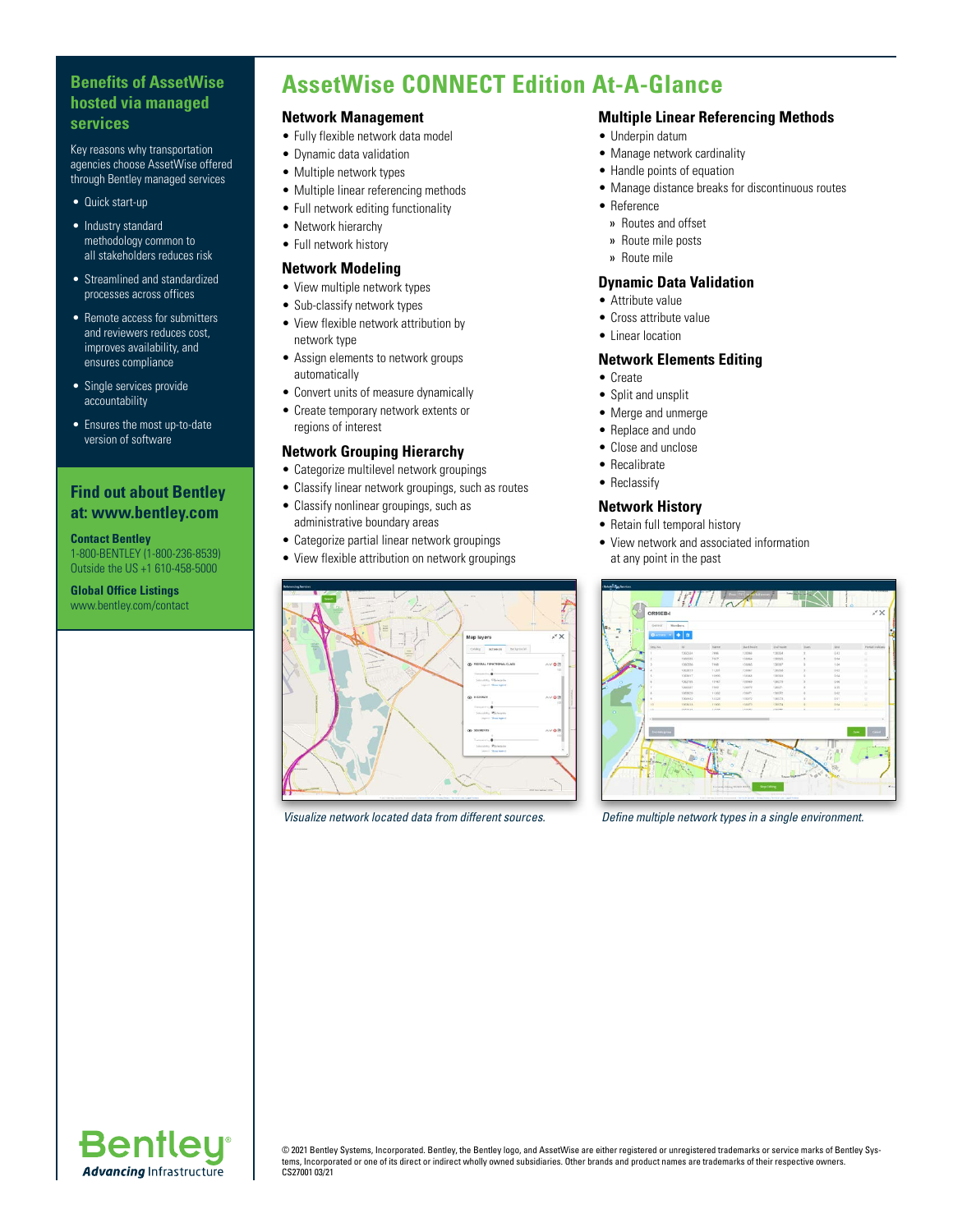## Benefits of AssetWise hosted via managed services

Key reasons why transportation agencies choose AssetWise offered through Bentley managed services

- Quick start-up
- Industry standard methodology common to all stakeholders reduces risk
- Streamlined and standardized processes across offices
- Remote access for submitters and reviewers reduces cost, improves availability, and ensures compliance
- Single services provide accountability
- Ensures the most up-to-date version of software

## Find out about Bentley at: www.bentley.com

**Contact Bentley**
1-800-BENTLEY (1-800-236-8539)
Outside the US +1 610-458-5000

**Global Office Listings**
www.bentley.com/contact

# AssetWise CONNECT Edition At-A-Glance

### Network Management

- Fully flexible network data model
- Dynamic data validation
- Multiple network types
- Multiple linear referencing methods
- Full network editing functionality
- Network hierarchy
- Full network history

### Network Modeling

- View multiple network types
- Sub-classify network types
- View flexible network attribution by network type
- Assign elements to network groups automatically
- Convert units of measure dynamically
- Create temporary network extents or regions of interest

### Network Grouping Hierarchy

- Categorize multilevel network groupings
- Classify linear network groupings, such as routes
- Classify nonlinear groupings, such as administrative boundary areas
- Categorize partial linear network groupings
- View flexible attribution on network groupings

### Multiple Linear Referencing Methods

- Underpin datum
- Manage network cardinality
- Handle points of equation
- Manage distance breaks for discontinuous routes
- Reference
  - » Routes and offset
  - » Route mile posts
  - » Route mile

### Dynamic Data Validation

- Attribute value
- Cross attribute value
- Linear location

### Network Elements Editing

- Create
- Split and unsplit
- Merge and unmerge
- Replace and undo
- Close and unclose
- Recalibrate
- Reclassify

### Network History

- Retain full temporal history
- View network and associated information at any point in the past

*Visualize network located data from different sources.*

*Define multiple network types in a single environment.*

© 2021 Bentley Systems, Incorporated. Bentley, the Bentley logo, and AssetWise are either registered or unregistered trademarks or service marks of Bentley Systems, Incorporated or one of its direct or indirect wholly owned subsidiaries. Other brands and product names are trademarks of their respective owners. CS27001 03/21